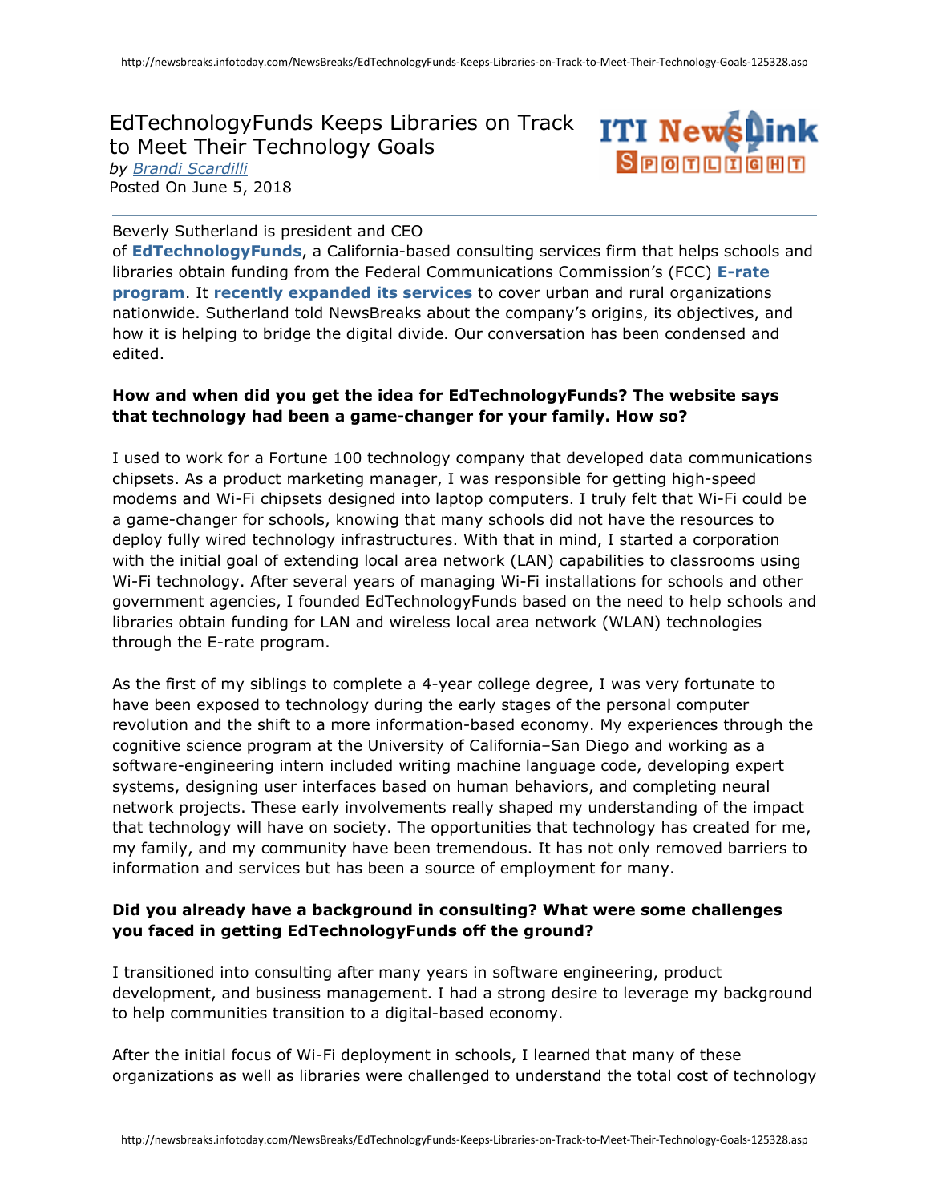# EdTechnologyFunds Keeps Libraries on Track to Meet Their Technology Goals

*by Brandi Scardilli*
Posted On June 5, 2018

Beverly Sutherland is president and CEO of **EdTechnologyFunds**, a California-based consulting services firm that helps schools and libraries obtain funding from the Federal Communications Commission's (FCC) **E-rate program**. It **recently expanded its services** to cover urban and rural organizations nationwide. Sutherland told NewsBreaks about the company's origins, its objectives, and how it is helping to bridge the digital divide. Our conversation has been condensed and edited.

**How and when did you get the idea for EdTechnologyFunds? The website says that technology had been a game-changer for your family. How so?**

I used to work for a Fortune 100 technology company that developed data communications chipsets. As a product marketing manager, I was responsible for getting high-speed modems and Wi-Fi chipsets designed into laptop computers. I truly felt that Wi-Fi could be a game-changer for schools, knowing that many schools did not have the resources to deploy fully wired technology infrastructures. With that in mind, I started a corporation with the initial goal of extending local area network (LAN) capabilities to classrooms using Wi-Fi technology. After several years of managing Wi-Fi installations for schools and other government agencies, I founded EdTechnologyFunds based on the need to help schools and libraries obtain funding for LAN and wireless local area network (WLAN) technologies through the E-rate program.

As the first of my siblings to complete a 4-year college degree, I was very fortunate to have been exposed to technology during the early stages of the personal computer revolution and the shift to a more information-based economy. My experiences through the cognitive science program at the University of California–San Diego and working as a software-engineering intern included writing machine language code, developing expert systems, designing user interfaces based on human behaviors, and completing neural network projects. These early involvements really shaped my understanding of the impact that technology will have on society. The opportunities that technology has created for me, my family, and my community have been tremendous. It has not only removed barriers to information and services but has been a source of employment for many.

**Did you already have a background in consulting? What were some challenges you faced in getting EdTechnologyFunds off the ground?**

I transitioned into consulting after many years in software engineering, product development, and business management. I had a strong desire to leverage my background to help communities transition to a digital-based economy.

After the initial focus of Wi-Fi deployment in schools, I learned that many of these organizations as well as libraries were challenged to understand the total cost of technology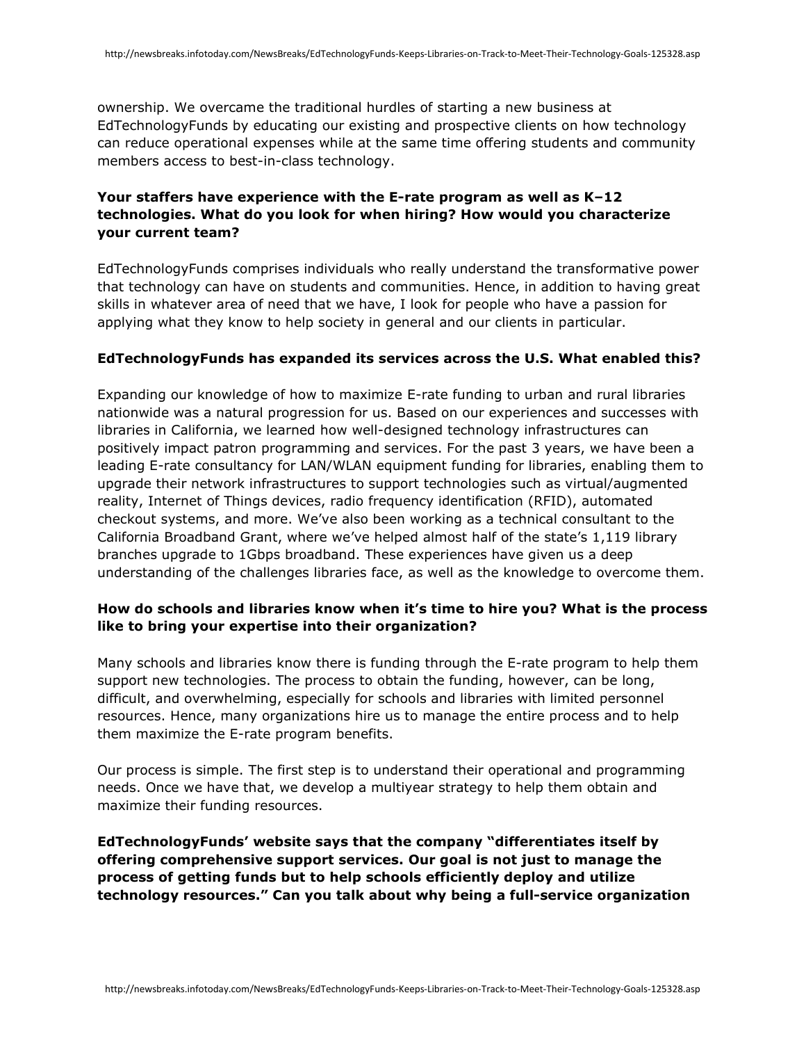ownership. We overcame the traditional hurdles of starting a new business at EdTechnologyFunds by educating our existing and prospective clients on how technology can reduce operational expenses while at the same time offering students and community members access to best-in-class technology.

**Your staffers have experience with the E-rate program as well as K–12 technologies. What do you look for when hiring? How would you characterize your current team?**

EdTechnologyFunds comprises individuals who really understand the transformative power that technology can have on students and communities. Hence, in addition to having great skills in whatever area of need that we have, I look for people who have a passion for applying what they know to help society in general and our clients in particular.

**EdTechnologyFunds has expanded its services across the U.S. What enabled this?**

Expanding our knowledge of how to maximize E-rate funding to urban and rural libraries nationwide was a natural progression for us. Based on our experiences and successes with libraries in California, we learned how well-designed technology infrastructures can positively impact patron programming and services. For the past 3 years, we have been a leading E-rate consultancy for LAN/WLAN equipment funding for libraries, enabling them to upgrade their network infrastructures to support technologies such as virtual/augmented reality, Internet of Things devices, radio frequency identification (RFID), automated checkout systems, and more. We've also been working as a technical consultant to the California Broadband Grant, where we've helped almost half of the state's 1,119 library branches upgrade to 1Gbps broadband. These experiences have given us a deep understanding of the challenges libraries face, as well as the knowledge to overcome them.

**How do schools and libraries know when it's time to hire you? What is the process like to bring your expertise into their organization?**

Many schools and libraries know there is funding through the E-rate program to help them support new technologies. The process to obtain the funding, however, can be long, difficult, and overwhelming, especially for schools and libraries with limited personnel resources. Hence, many organizations hire us to manage the entire process and to help them maximize the E-rate program benefits.

Our process is simple. The first step is to understand their operational and programming needs. Once we have that, we develop a multiyear strategy to help them obtain and maximize their funding resources.

**EdTechnologyFunds' website says that the company "differentiates itself by offering comprehensive support services. Our goal is not just to manage the process of getting funds but to help schools efficiently deploy and utilize technology resources." Can you talk about why being a full-service organization**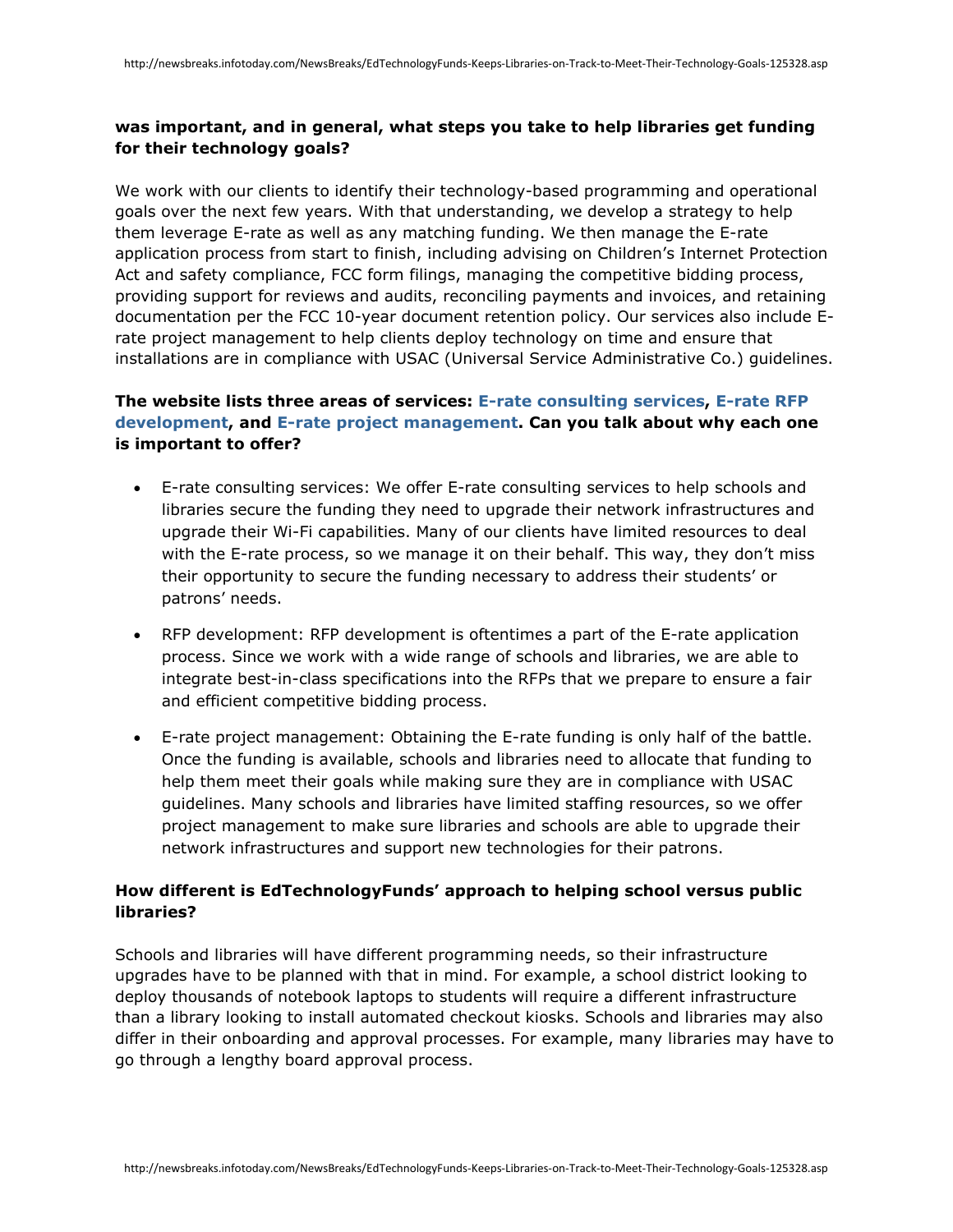**was important, and in general, what steps you take to help libraries get funding for their technology goals?**

We work with our clients to identify their technology-based programming and operational goals over the next few years. With that understanding, we develop a strategy to help them leverage E-rate as well as any matching funding. We then manage the E-rate application process from start to finish, including advising on Children's Internet Protection Act and safety compliance, FCC form filings, managing the competitive bidding process, providing support for reviews and audits, reconciling payments and invoices, and retaining documentation per the FCC 10-year document retention policy. Our services also include E-rate project management to help clients deploy technology on time and ensure that installations are in compliance with USAC (Universal Service Administrative Co.) guidelines.

**The website lists three areas of services: E-rate consulting services, E-rate RFP development, and E-rate project management. Can you talk about why each one is important to offer?**

- E-rate consulting services: We offer E-rate consulting services to help schools and libraries secure the funding they need to upgrade their network infrastructures and upgrade their Wi-Fi capabilities. Many of our clients have limited resources to deal with the E-rate process, so we manage it on their behalf. This way, they don't miss their opportunity to secure the funding necessary to address their students' or patrons' needs.
- RFP development: RFP development is oftentimes a part of the E-rate application process. Since we work with a wide range of schools and libraries, we are able to integrate best-in-class specifications into the RFPs that we prepare to ensure a fair and efficient competitive bidding process.
- E-rate project management: Obtaining the E-rate funding is only half of the battle. Once the funding is available, schools and libraries need to allocate that funding to help them meet their goals while making sure they are in compliance with USAC guidelines. Many schools and libraries have limited staffing resources, so we offer project management to make sure libraries and schools are able to upgrade their network infrastructures and support new technologies for their patrons.

**How different is EdTechnologyFunds' approach to helping school versus public libraries?**

Schools and libraries will have different programming needs, so their infrastructure upgrades have to be planned with that in mind. For example, a school district looking to deploy thousands of notebook laptops to students will require a different infrastructure than a library looking to install automated checkout kiosks. Schools and libraries may also differ in their onboarding and approval processes. For example, many libraries may have to go through a lengthy board approval process.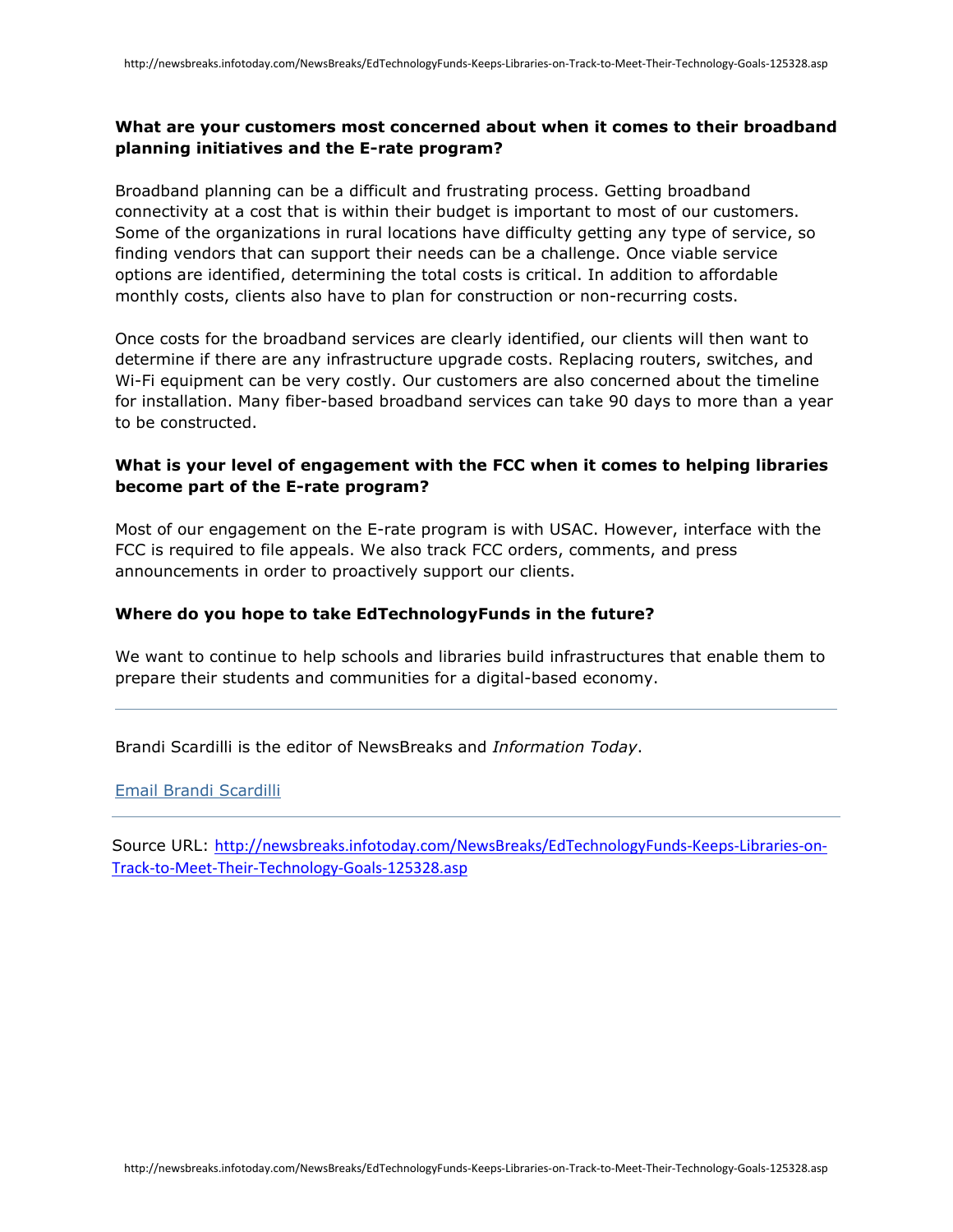**What are your customers most concerned about when it comes to their broadband planning initiatives and the E-rate program?**

Broadband planning can be a difficult and frustrating process. Getting broadband connectivity at a cost that is within their budget is important to most of our customers. Some of the organizations in rural locations have difficulty getting any type of service, so finding vendors that can support their needs can be a challenge. Once viable service options are identified, determining the total costs is critical. In addition to affordable monthly costs, clients also have to plan for construction or non-recurring costs.

Once costs for the broadband services are clearly identified, our clients will then want to determine if there are any infrastructure upgrade costs. Replacing routers, switches, and Wi-Fi equipment can be very costly. Our customers are also concerned about the timeline for installation. Many fiber-based broadband services can take 90 days to more than a year to be constructed.

**What is your level of engagement with the FCC when it comes to helping libraries become part of the E-rate program?**

Most of our engagement on the E-rate program is with USAC. However, interface with the FCC is required to file appeals. We also track FCC orders, comments, and press announcements in order to proactively support our clients.

**Where do you hope to take EdTechnologyFunds in the future?**

We want to continue to help schools and libraries build infrastructures that enable them to prepare their students and communities for a digital-based economy.

---

Brandi Scardilli is the editor of NewsBreaks and *Information Today*.

[Email Brandi Scardilli]

---

Source URL: http://newsbreaks.infotoday.com/NewsBreaks/EdTechnologyFunds-Keeps-Libraries-on-Track-to-Meet-Their-Technology-Goals-125328.asp